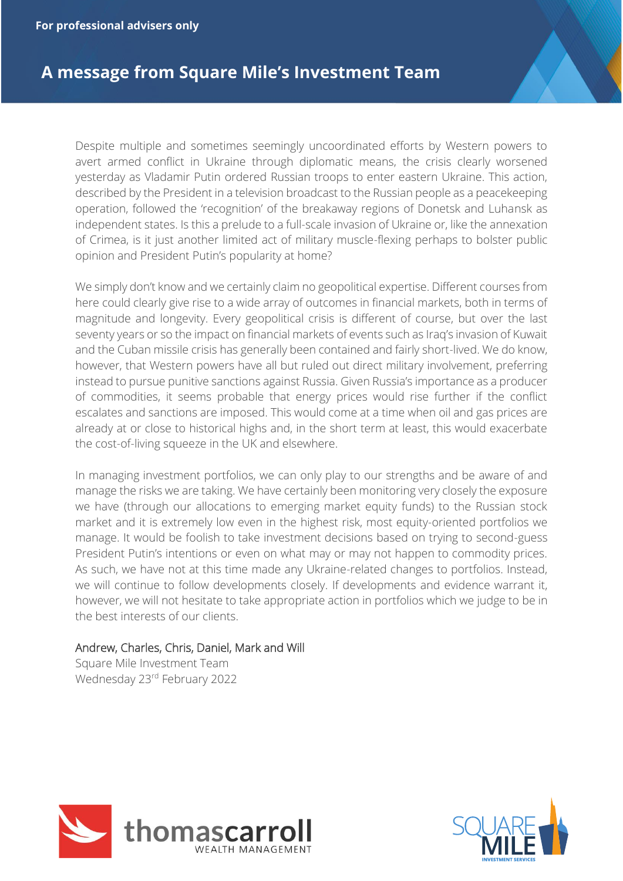For professional advisers only

# A message from Square Mile's Investment Team

Despite multiple and sometimes seemingly uncoordinated efforts by Western powers to avert armed conflict in Ukraine through diplomatic means, the crisis clearly worsened yesterday as Vladamir Putin ordered Russian troops to enter eastern Ukraine. This action, described by the President in a television broadcast to the Russian people as a peacekeeping operation, followed the 'recognition' of the breakaway regions of Donetsk and Luhansk as independent states. Is this a prelude to a full-scale invasion of Ukraine or, like the annexation of Crimea, is it just another limited act of military muscle-flexing perhaps to bolster public opinion and President Putin's popularity at home?

We simply don't know and we certainly claim no geopolitical expertise. Different courses from here could clearly give rise to a wide array of outcomes in financial markets, both in terms of magnitude and longevity. Every geopolitical crisis is different of course, but over the last seventy years or so the impact on financial markets of events such as Iraq's invasion of Kuwait and the Cuban missile crisis has generally been contained and fairly short-lived. We do know, however, that Western powers have all but ruled out direct military involvement, preferring instead to pursue punitive sanctions against Russia. Given Russia's importance as a producer of commodities, it seems probable that energy prices would rise further if the conflict escalates and sanctions are imposed. This would come at a time when oil and gas prices are already at or close to historical highs and, in the short term at least, this would exacerbate the cost-of-living squeeze in the UK and elsewhere.

In managing investment portfolios, we can only play to our strengths and be aware of and manage the risks we are taking. We have certainly been monitoring very closely the exposure we have (through our allocations to emerging market equity funds) to the Russian stock market and it is extremely low even in the highest risk, most equity-oriented portfolios we manage. It would be foolish to take investment decisions based on trying to second-guess President Putin's intentions or even on what may or may not happen to commodity prices. As such, we have not at this time made any Ukraine-related changes to portfolios. Instead, we will continue to follow developments closely. If developments and evidence warrant it, however, we will not hesitate to take appropriate action in portfolios which we judge to be in the best interests of our clients.

Andrew, Charles, Chris, Daniel, Mark and Will
Square Mile Investment Team
Wednesday 23rd February 2022

thomascarroll WEALTH MANAGEMENT

SQUARE MILE INVESTMENT SERVICES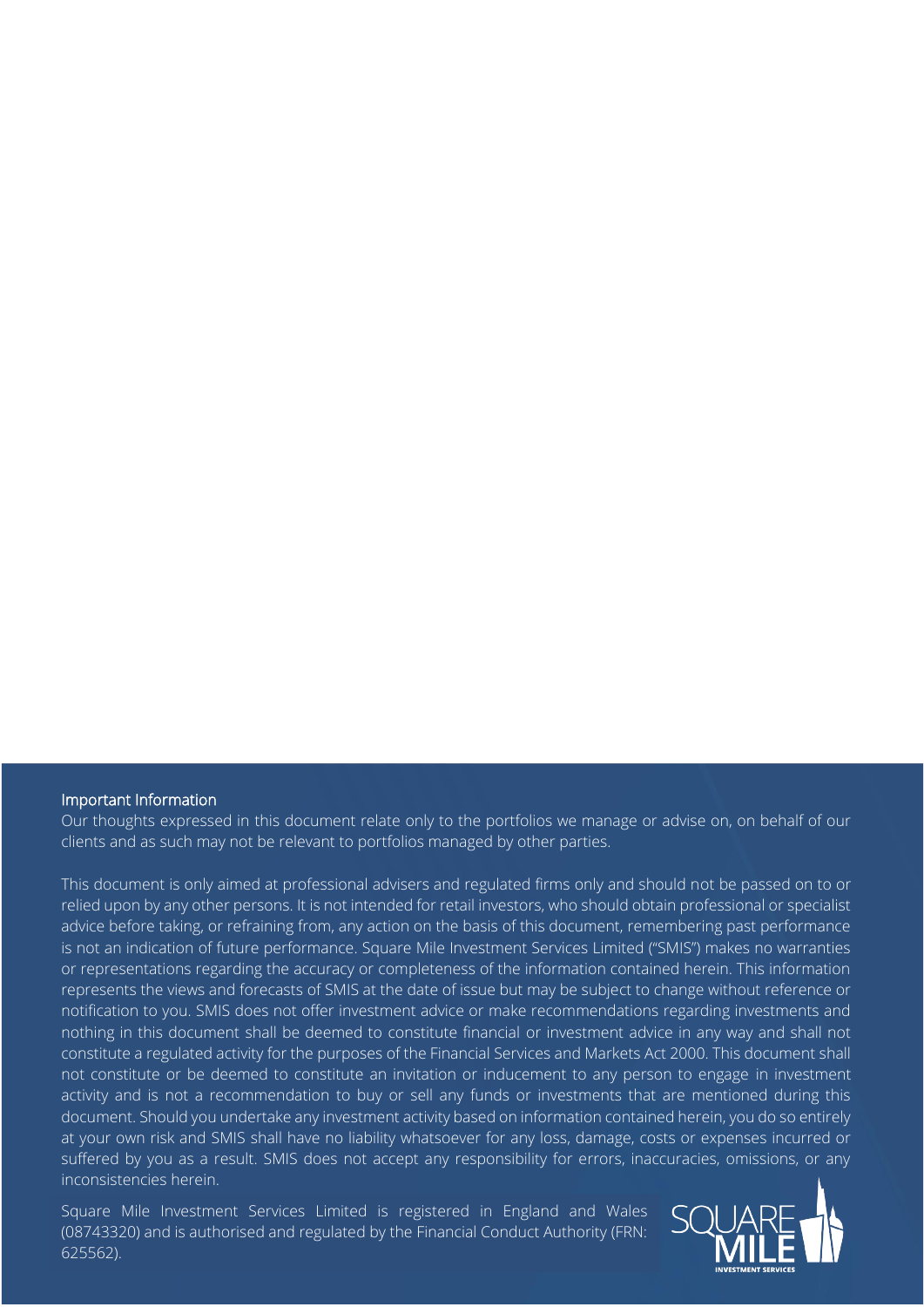## Important Information

Our thoughts expressed in this document relate only to the portfolios we manage or advise on, on behalf of our clients and as such may not be relevant to portfolios managed by other parties.

This document is only aimed at professional advisers and regulated firms only and should not be passed on to or relied upon by any other persons. It is not intended for retail investors, who should obtain professional or specialist advice before taking, or refraining from, any action on the basis of this document, remembering past performance is not an indication of future performance. Square Mile Investment Services Limited ("SMIS") makes no warranties or representations regarding the accuracy or completeness of the information contained herein. This information represents the views and forecasts of SMIS at the date of issue but may be subject to change without reference or notification to you. SMIS does not offer investment advice or make recommendations regarding investments and nothing in this document shall be deemed to constitute financial or investment advice in any way and shall not constitute a regulated activity for the purposes of the Financial Services and Markets Act 2000. This document shall not constitute or be deemed to constitute an invitation or inducement to any person to engage in investment activity and is not a recommendation to buy or sell any funds or investments that are mentioned during this document. Should you undertake any investment activity based on information contained herein, you do so entirely at your own risk and SMIS shall have no liability whatsoever for any loss, damage, costs or expenses incurred or suffered by you as a result. SMIS does not accept any responsibility for errors, inaccuracies, omissions, or any inconsistencies herein.

Square Mile Investment Services Limited is registered in England and Wales (08743320) and is authorised and regulated by the Financial Conduct Authority (FRN: 625562).

SQUARE MILE INVESTMENT SERVICES